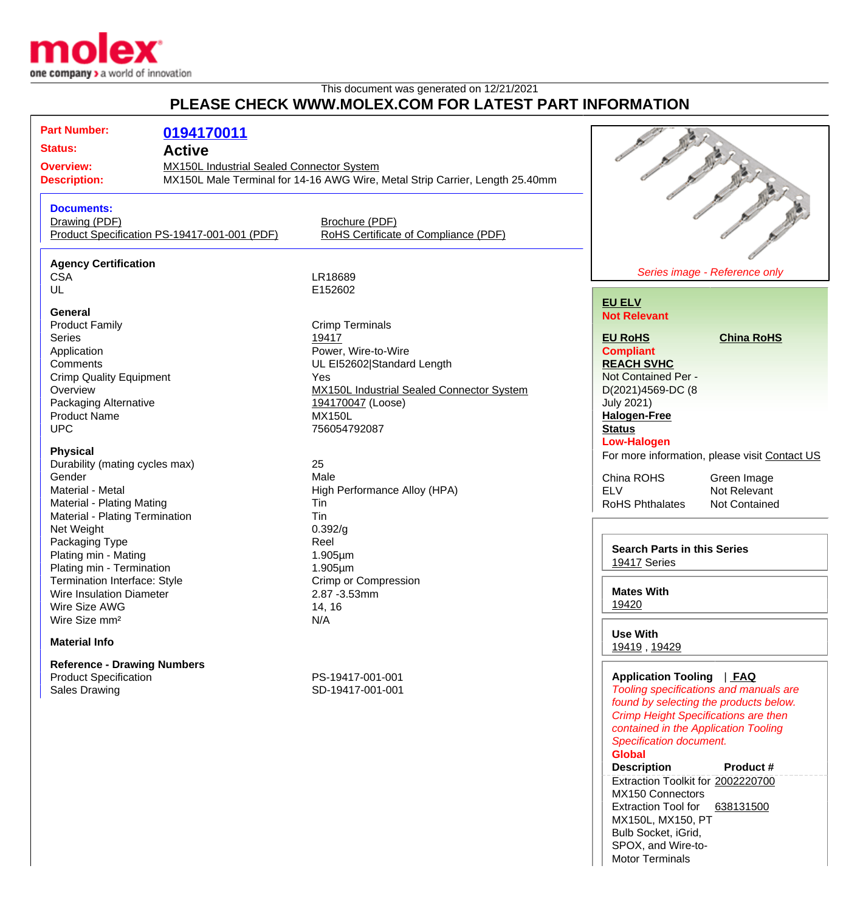molex

one company > a world of innovation

This document was generated on 12/21/2021

## PLEASE CHECK WWW.MOLEX.COM FOR LATEST PART INFORMATION

**Part Number:** 0194170011

**Status:** Active

**Overview:** MX150L Industrial Sealed Connector System

**Description:** MX150L Male Terminal for 14-16 AWG Wire, Metal Strip Carrier, Length 25.40mm

**Documents:**

- Drawing (PDF)
- Product Specification PS-19417-001-001 (PDF)
- Brochure (PDF)
- RoHS Certificate of Compliance (PDF)

*Series image - Reference only*

### Agency Certification

| | |
|---|---|
| CSA | LR18689 |
| UL | E152602 |

### General

| | |
|---|---|
| Product Family | Crimp Terminals |
| Series | 19417 |
| Application | Power, Wire-to-Wire |
| Comments | UL EI52602\|Standard Length |
| Crimp Quality Equipment | Yes |
| Overview | MX150L Industrial Sealed Connector System |
| Packaging Alternative | 194170047 (Loose) |
| Product Name | MX150L |
| UPC | 756054792087 |

### Physical

| | |
|---|---|
| Durability (mating cycles max) | 25 |
| Gender | Male |
| Material - Metal | High Performance Alloy (HPA) |
| Material - Plating Mating | Tin |
| Material - Plating Termination | Tin |
| Net Weight | 0.392/g |
| Packaging Type | Reel |
| Plating min - Mating | 1.905µm |
| Plating min - Termination | 1.905µm |
| Termination Interface: Style | Crimp or Compression |
| Wire Insulation Diameter | 2.87 -3.53mm |
| Wire Size AWG | 14, 16 |
| Wire Size mm² | N/A |

### Material Info

### Reference - Drawing Numbers

| | |
|---|---|
| Product Specification | PS-19417-001-001 |
| Sales Drawing | SD-19417-001-001 |

**EU ELV**
**Not Relevant**

**EU RoHS** **China RoHS**
**Compliant**

**REACH SVHC**
Not Contained Per - D(2021)4569-DC (8 July 2021)

**Halogen-Free Status**
**Low-Halogen**

For more information, please visit Contact US

| | |
|---|---|
| China ROHS | Green Image |
| ELV | Not Relevant |
| RoHS Phthalates | Not Contained |

**Search Parts in this Series**
19417 Series

**Mates With**
19420

**Use With**
19419 , 19429

**Application Tooling** | **FAQ**

*Tooling specifications and manuals are found by selecting the products below. Crimp Height Specifications are then contained in the Application Tooling Specification document.*

**Global**

| Description | Product # |
|---|---|
| Extraction Toolkit for MX150 Connectors | 2002220700 |
| Extraction Tool for MX150L, MX150, PT Bulb Socket, iGrid, SPOX, and Wire-to-Motor Terminals | 638131500 |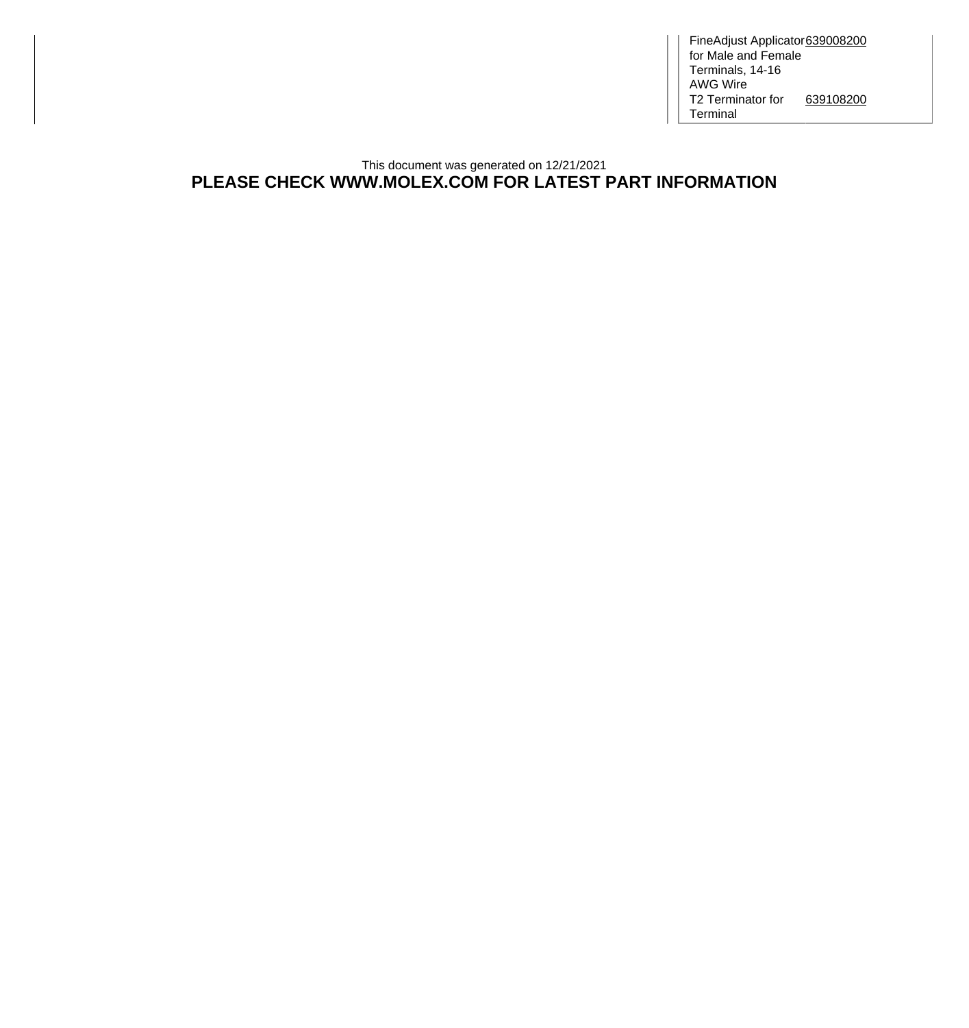| | |
|---|---|
| FineAdjust Applicator for Male and Female Terminals, 14-16 AWG Wire | 639008200 |
| T2 Terminator for Terminal | 639108200 |

This document was generated on 12/21/2021

**PLEASE CHECK WWW.MOLEX.COM FOR LATEST PART INFORMATION**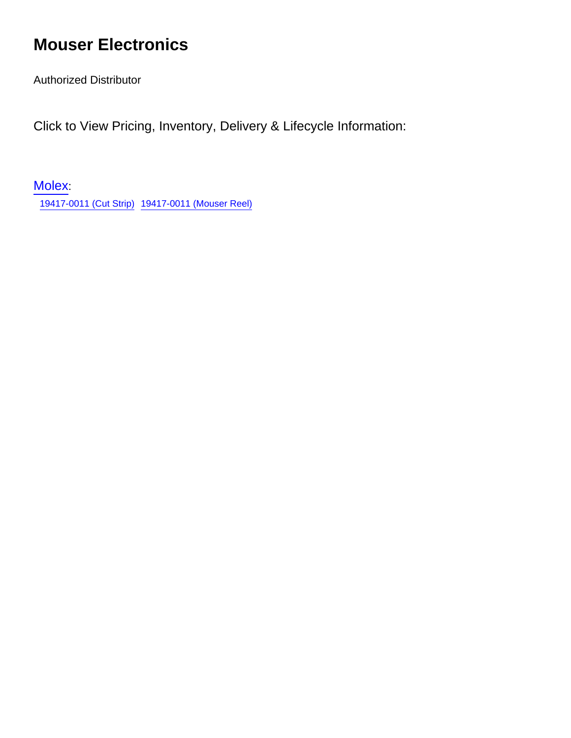# Mouser Electronics

Authorized Distributor

Click to View Pricing, Inventory, Delivery & Lifecycle Information:

Molex:

19417-0011 (Cut Strip)  19417-0011 (Mouser Reel)